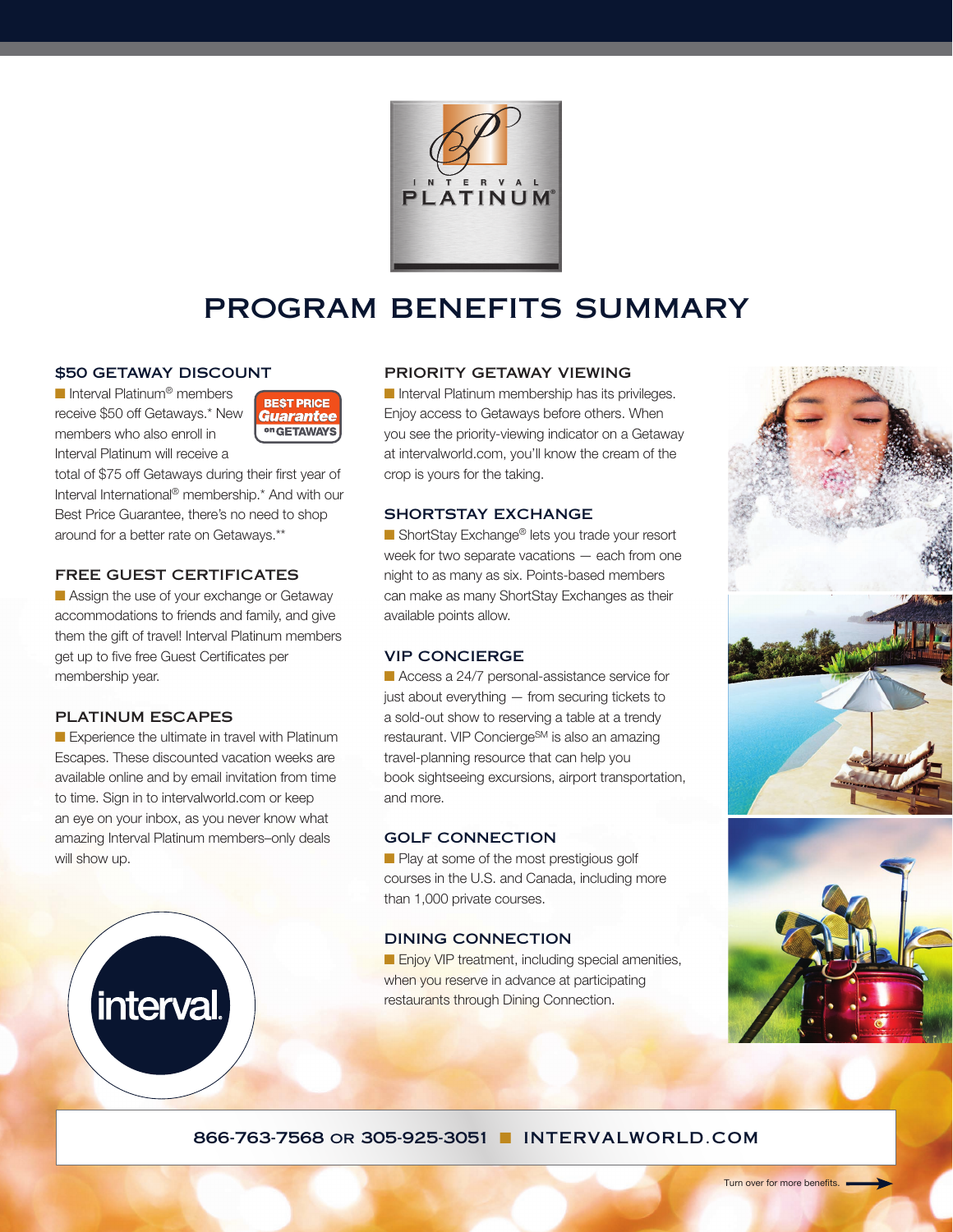INTERVAL PLATINUM®

# PROGRAM BENEFITS SUMMARY

## $50 GETAWAY DISCOUNT

Interval Platinum® members receive $50 off Getaways.* New members who also enroll in Interval Platinum will receive a total of $75 off Getaways during their first year of Interval International® membership.* And with our Best Price Guarantee, there's no need to shop around for a better rate on Getaways.**

BEST PRICE Guarantee on GETAWAYS

## FREE GUEST CERTIFICATES

Assign the use of your exchange or Getaway accommodations to friends and family, and give them the gift of travel! Interval Platinum members get up to five free Guest Certificates per membership year.

## PLATINUM ESCAPES

Experience the ultimate in travel with Platinum Escapes. These discounted vacation weeks are available online and by email invitation from time to time. Sign in to intervalworld.com or keep an eye on your inbox, as you never know what amazing Interval Platinum members–only deals will show up.

## PRIORITY GETAWAY VIEWING

Interval Platinum membership has its privileges. Enjoy access to Getaways before others. When you see the priority-viewing indicator on a Getaway at intervalworld.com, you'll know the cream of the crop is yours for the taking.

## SHORTSTAY EXCHANGE

ShortStay Exchange® lets you trade your resort week for two separate vacations — each from one night to as many as six. Points-based members can make as many ShortStay Exchanges as their available points allow.

## VIP CONCIERGE

Access a 24/7 personal-assistance service for just about everything — from securing tickets to a sold-out show to reserving a table at a trendy restaurant. VIP Concierge℠ is also an amazing travel-planning resource that can help you book sightseeing excursions, airport transportation, and more.

## GOLF CONNECTION

Play at some of the most prestigious golf courses in the U.S. and Canada, including more than 1,000 private courses.

## DINING CONNECTION

Enjoy VIP treatment, including special amenities, when you reserve in advance at participating restaurants through Dining Connection.

interval.

**866-763-7568 OR 305-925-3051 ■ INTERVALWORLD.COM**

Turn over for more benefits.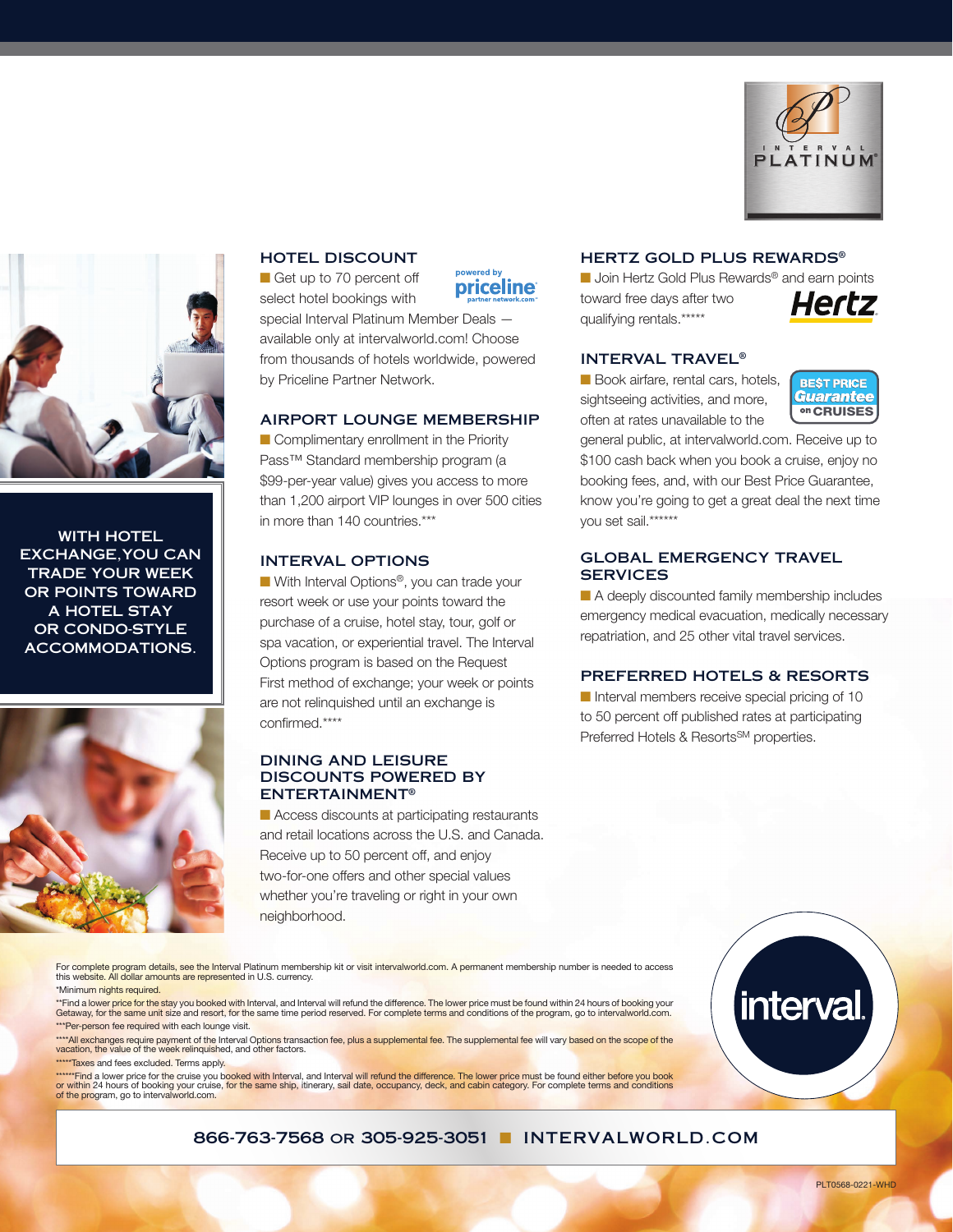WITH HOTEL EXCHANGE, YOU CAN TRADE YOUR WEEK OR POINTS TOWARD A HOTEL STAY OR CONDO-STYLE ACCOMMODATIONS.

## HOTEL DISCOUNT

- Get up to 70 percent off select hotel bookings with special Interval Platinum Member Deals — available only at intervalworld.com! Choose from thousands of hotels worldwide, powered by Priceline Partner Network.

## AIRPORT LOUNGE MEMBERSHIP

- Complimentary enrollment in the Priority Pass™ Standard membership program (a $99-per-year value) gives you access to more than 1,200 airport VIP lounges in over 500 cities in more than 140 countries.***

## INTERVAL OPTIONS

- With Interval Options®, you can trade your resort week or use your points toward the purchase of a cruise, hotel stay, tour, golf or spa vacation, or experiential travel. The Interval Options program is based on the Request First method of exchange; your week or points are not relinquished until an exchange is confirmed.****

## DINING AND LEISURE DISCOUNTS POWERED BY ENTERTAINMENT®

- Access discounts at participating restaurants and retail locations across the U.S. and Canada. Receive up to 50 percent off, and enjoy two-for-one offers and other special values whether you're traveling or right in your own neighborhood.

## HERTZ GOLD PLUS REWARDS®

- Join Hertz Gold Plus Rewards® and earn points toward free days after two qualifying rentals.*****

## INTERVAL TRAVEL®

- Book airfare, rental cars, hotels, sightseeing activities, and more, often at rates unavailable to the general public, at intervalworld.com. Receive up to $100 cash back when you book a cruise, enjoy no booking fees, and, with our Best Price Guarantee, know you're going to get a great deal the next time you set sail.******

## GLOBAL EMERGENCY TRAVEL SERVICES

- A deeply discounted family membership includes emergency medical evacuation, medically necessary repatriation, and 25 other vital travel services.

## PREFERRED HOTELS & RESORTS

- Interval members receive special pricing of 10 to 50 percent off published rates at participating Preferred Hotels & Resorts℠ properties.

For complete program details, see the Interval Platinum membership kit or visit intervalworld.com. A permanent membership number is needed to access this website. All dollar amounts are represented in U.S. currency.

*Minimum nights required.

**Find a lower price for the stay you booked with Interval, and Interval will refund the difference. The lower price must be found within 24 hours of booking your Getaway, for the same unit size and resort, for the same time period reserved. For complete terms and conditions of the program, go to intervalworld.com.

***Per-person fee required with each lounge visit.

****All exchanges require payment of the Interval Options transaction fee, plus a supplemental fee. The supplemental fee will vary based on the scope of the vacation, the value of the week relinquished, and other factors.

*****Taxes and fees excluded. Terms apply.

******Find a lower price for the cruise you booked with Interval, and Interval will refund the difference. The lower price must be found either before you book or within 24 hours of booking your cruise, for the same ship, itinerary, sail date, occupancy, deck, and cabin category. For complete terms and conditions of the program, go to intervalworld.com.

**866-763-7568 OR 305-925-3051 ■ INTERVALWORLD.COM**

PLT0568-0221-WHD